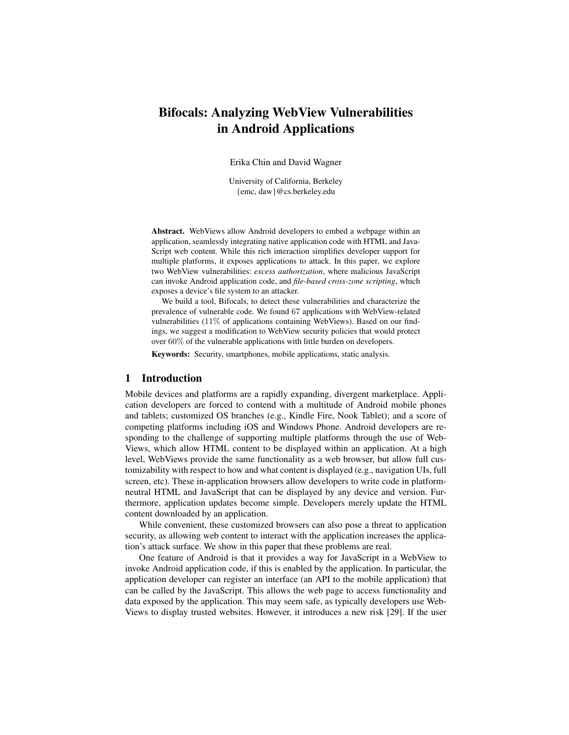# Bifocals: Analyzing WebView Vulnerabilities in Android Applications

Erika Chin and David Wagner

University of California, Berkeley
{emc, daw}@cs.berkeley.edu

**Abstract.** WebViews allow Android developers to embed a webpage within an application, seamlessly integrating native application code with HTML and JavaScript web content. While this rich interaction simplifies developer support for multiple platforms, it exposes applications to attack. In this paper, we explore two WebView vulnerabilities: *excess authorization*, where malicious JavaScript can invoke Android application code, and *file-based cross-zone scripting*, which exposes a device's file system to an attacker.

We build a tool, Bifocals, to detect these vulnerabilities and characterize the prevalence of vulnerable code. We found $67$ applications with WebView-related vulnerabilities ($11\%$ of applications containing WebViews). Based on our findings, we suggest a modification to WebView security policies that would protect over $60\%$ of the vulnerable applications with little burden on developers.

**Keywords:** Security, smartphones, mobile applications, static analysis.

## 1 Introduction

Mobile devices and platforms are a rapidly expanding, divergent marketplace. Application developers are forced to contend with a multitude of Android mobile phones and tablets; customized OS branches (e.g., Kindle Fire, Nook Tablet); and a score of competing platforms including iOS and Windows Phone. Android developers are responding to the challenge of supporting multiple platforms through the use of WebViews, which allow HTML content to be displayed within an application. At a high level, WebViews provide the same functionality as a web browser, but allow full customizability with respect to how and what content is displayed (e.g., navigation UIs, full screen, etc). These in-application browsers allow developers to write code in platform-neutral HTML and JavaScript that can be displayed by any device and version. Furthermore, application updates become simple. Developers merely update the HTML content downloaded by an application.

While convenient, these customized browsers can also pose a threat to application security, as allowing web content to interact with the application increases the application's attack surface. We show in this paper that these problems are real.

One feature of Android is that it provides a way for JavaScript in a WebView to invoke Android application code, if this is enabled by the application. In particular, the application developer can register an interface (an API to the mobile application) that can be called by the JavaScript. This allows the web page to access functionality and data exposed by the application. This may seem safe, as typically developers use WebViews to display trusted websites. However, it introduces a new risk [29]. If the user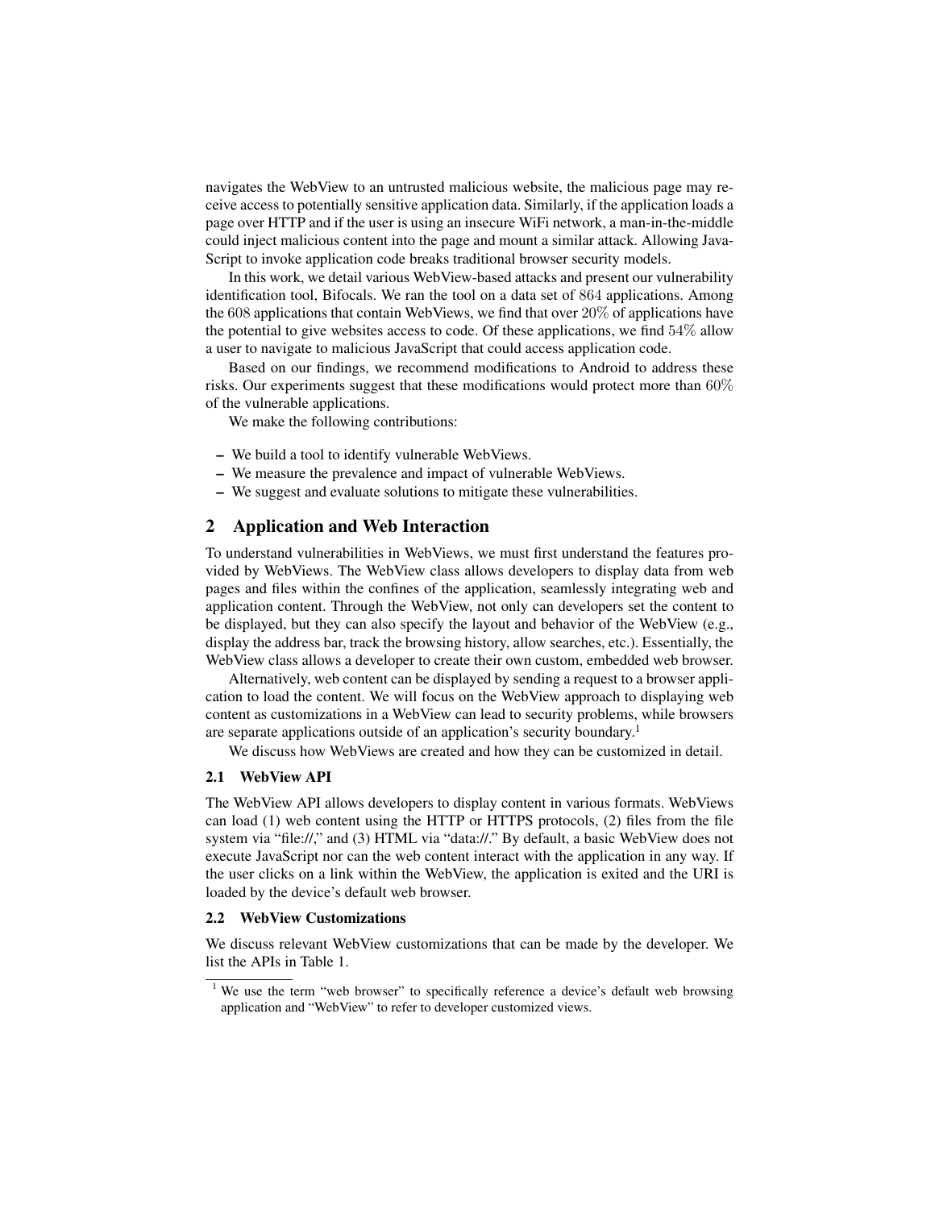navigates the WebView to an untrusted malicious website, the malicious page may receive access to potentially sensitive application data. Similarly, if the application loads a page over HTTP and if the user is using an insecure WiFi network, a man-in-the-middle could inject malicious content into the page and mount a similar attack. Allowing JavaScript to invoke application code breaks traditional browser security models.

In this work, we detail various WebView-based attacks and present our vulnerability identification tool, Bifocals. We ran the tool on a data set of 864 applications. Among the 608 applications that contain WebViews, we find that over 20% of applications have the potential to give websites access to code. Of these applications, we find 54% allow a user to navigate to malicious JavaScript that could access application code.

Based on our findings, we recommend modifications to Android to address these risks. Our experiments suggest that these modifications would protect more than 60% of the vulnerable applications.

We make the following contributions:

- We build a tool to identify vulnerable WebViews.
- We measure the prevalence and impact of vulnerable WebViews.
- We suggest and evaluate solutions to mitigate these vulnerabilities.

## 2 Application and Web Interaction

To understand vulnerabilities in WebViews, we must first understand the features provided by WebViews. The WebView class allows developers to display data from web pages and files within the confines of the application, seamlessly integrating web and application content. Through the WebView, not only can developers set the content to be displayed, but they can also specify the layout and behavior of the WebView (e.g., display the address bar, track the browsing history, allow searches, etc.). Essentially, the WebView class allows a developer to create their own custom, embedded web browser.

Alternatively, web content can be displayed by sending a request to a browser application to load the content. We will focus on the WebView approach to displaying web content as customizations in a WebView can lead to security problems, while browsers are separate applications outside of an application's security boundary.[1]

We discuss how WebViews are created and how they can be customized in detail.

### 2.1 WebView API

The WebView API allows developers to display content in various formats. WebViews can load (1) web content using the HTTP or HTTPS protocols, (2) files from the file system via "file://," and (3) HTML via "data://." By default, a basic WebView does not execute JavaScript nor can the web content interact with the application in any way. If the user clicks on a link within the WebView, the application is exited and the URI is loaded by the device's default web browser.

### 2.2 WebView Customizations

We discuss relevant WebView customizations that can be made by the developer. We list the APIs in Table 1.

[1] We use the term "web browser" to specifically reference a device's default web browsing application and "WebView" to refer to developer customized views.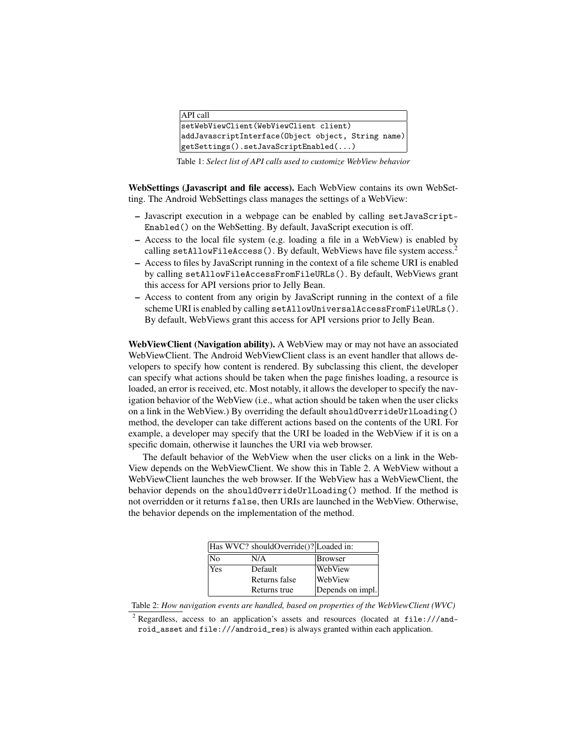| API call |
| --- |
| `setWebViewClient(WebViewClient client)` |
| `addJavascriptInterface(Object object, String name)` |
| `getSettings().setJavaScriptEnabled(...)` |

Table 1: *Select list of API calls used to customize WebView behavior*

**WebSettings (Javascript and file access).** Each WebView contains its own WebSetting. The Android WebSettings class manages the settings of a WebView:

- Javascript execution in a webpage can be enabled by calling `setJavaScriptEnabled()` on the WebSetting. By default, JavaScript execution is off.
- Access to the local file system (e.g. loading a file in a WebView) is enabled by calling `setAllowFileAccess()`. By default, WebViews have file system access.[2]
- Access to files by JavaScript running in the context of a file scheme URI is enabled by calling `setAllowFileAccessFromFileURLs()`. By default, WebViews grant this access for API versions prior to Jelly Bean.
- Access to content from any origin by JavaScript running in the context of a file scheme URI is enabled by calling `setAllowUniversalAccessFromFileURLs()`. By default, WebViews grant this access for API versions prior to Jelly Bean.

**WebViewClient (Navigation ability).** A WebView may or may not have an associated WebViewClient. The Android WebViewClient class is an event handler that allows developers to specify how content is rendered. By subclassing this client, the developer can specify what actions should be taken when the page finishes loading, a resource is loaded, an error is received, etc. Most notably, it allows the developer to specify the navigation behavior of the WebView (i.e., what action should be taken when the user clicks on a link in the WebView.) By overriding the default `shouldOverrideUrlLoading()` method, the developer can take different actions based on the contents of the URI. For example, a developer may specify that the URI be loaded in the WebView if it is on a specific domain, otherwise it launches the URI via web browser.

The default behavior of the WebView when the user clicks on a link in the WebView depends on the WebViewClient. We show this in Table 2. A WebView without a WebViewClient launches the web browser. If the WebView has a WebViewClient, the behavior depends on the `shouldOverrideUrlLoading()` method. If the method is not overridden or it returns `false`, then URIs are launched in the WebView. Otherwise, the behavior depends on the implementation of the method.

| Has WVC? | shouldOverride()? | Loaded in: |
| --- | --- | --- |
| No | N/A | Browser |
| Yes | Default | WebView |
| | Returns false | WebView |
| | Returns true | Depends on impl. |

Table 2: *How navigation events are handled, based on properties of the WebViewClient (WVC)*

[2] Regardless, access to an application's assets and resources (located at `file:///android_asset` and `file:///android_res`) is always granted within each application.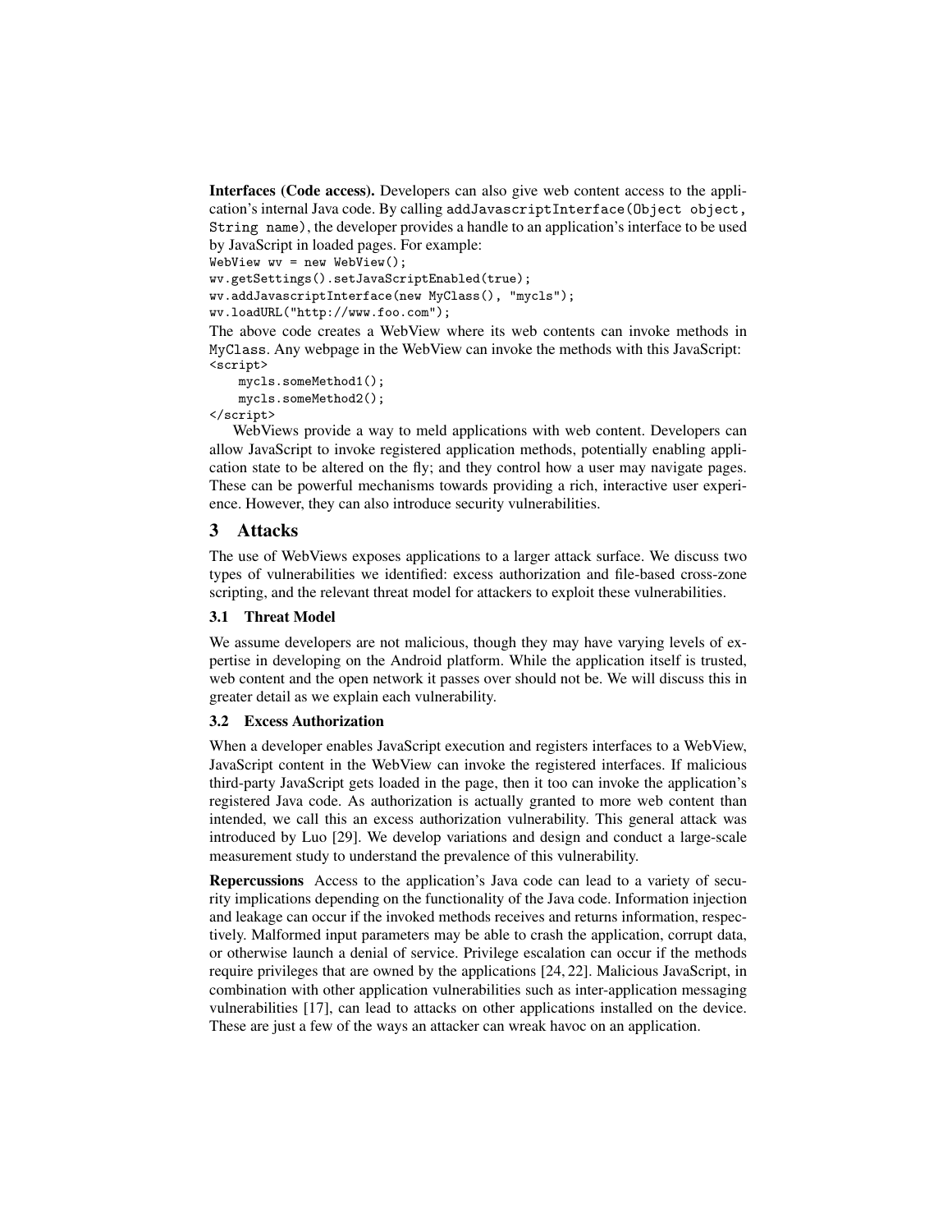**Interfaces (Code access).** Developers can also give web content access to the application's internal Java code. By calling `addJavascriptInterface(Object object, String name)`, the developer provides a handle to an application's interface to be used by JavaScript in loaded pages. For example:

```
WebView wv = new WebView();
wv.getSettings().setJavaScriptEnabled(true);
wv.addJavascriptInterface(new MyClass(), "mycls");
wv.loadURL("http://www.foo.com");
```

The above code creates a WebView where its web contents can invoke methods in `MyClass`. Any webpage in the WebView can invoke the methods with this JavaScript:

```
<script>
    mycls.someMethod1();
    mycls.someMethod2();
</script>
```

WebViews provide a way to meld applications with web content. Developers can allow JavaScript to invoke registered application methods, potentially enabling application state to be altered on the fly; and they control how a user may navigate pages. These can be powerful mechanisms towards providing a rich, interactive user experience. However, they can also introduce security vulnerabilities.

# 3 Attacks

The use of WebViews exposes applications to a larger attack surface. We discuss two types of vulnerabilities we identified: excess authorization and file-based cross-zone scripting, and the relevant threat model for attackers to exploit these vulnerabilities.

## 3.1 Threat Model

We assume developers are not malicious, though they may have varying levels of expertise in developing on the Android platform. While the application itself is trusted, web content and the open network it passes over should not be. We will discuss this in greater detail as we explain each vulnerability.

## 3.2 Excess Authorization

When a developer enables JavaScript execution and registers interfaces to a WebView, JavaScript content in the WebView can invoke the registered interfaces. If malicious third-party JavaScript gets loaded in the page, then it too can invoke the application's registered Java code. As authorization is actually granted to more web content than intended, we call this an excess authorization vulnerability. This general attack was introduced by Luo [29]. We develop variations and design and conduct a large-scale measurement study to understand the prevalence of this vulnerability.

**Repercussions** Access to the application's Java code can lead to a variety of security implications depending on the functionality of the Java code. Information injection and leakage can occur if the invoked methods receives and returns information, respectively. Malformed input parameters may be able to crash the application, corrupt data, or otherwise launch a denial of service. Privilege escalation can occur if the methods require privileges that are owned by the applications [24, 22]. Malicious JavaScript, in combination with other application vulnerabilities such as inter-application messaging vulnerabilities [17], can lead to attacks on other applications installed on the device. These are just a few of the ways an attacker can wreak havoc on an application.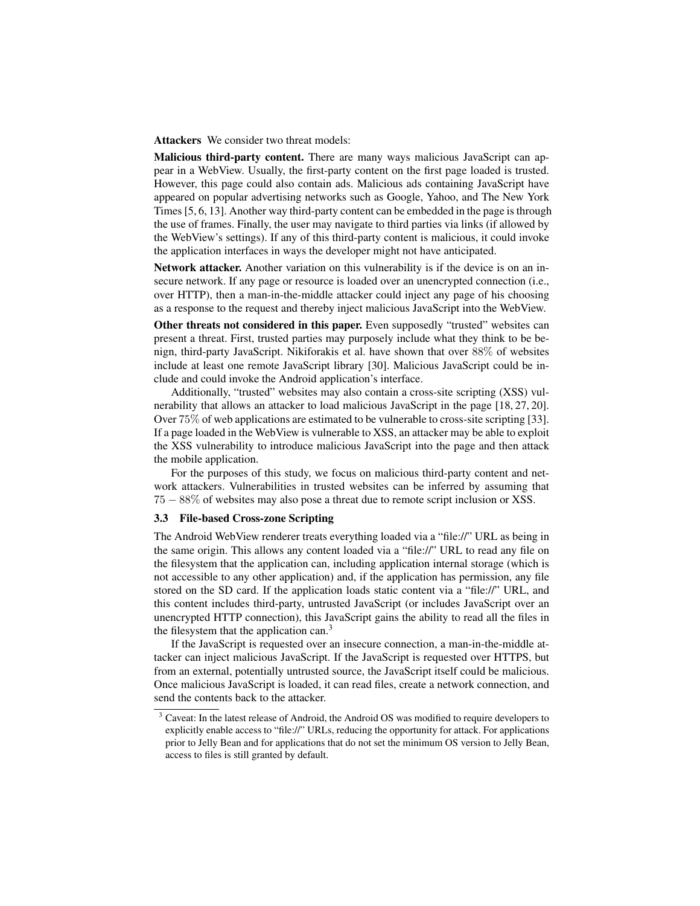**Attackers** We consider two threat models:

**Malicious third-party content.** There are many ways malicious JavaScript can appear in a WebView. Usually, the first-party content on the first page loaded is trusted. However, this page could also contain ads. Malicious ads containing JavaScript have appeared on popular advertising networks such as Google, Yahoo, and The New York Times [5, 6, 13]. Another way third-party content can be embedded in the page is through the use of frames. Finally, the user may navigate to third parties via links (if allowed by the WebView's settings). If any of this third-party content is malicious, it could invoke the application interfaces in ways the developer might not have anticipated.

**Network attacker.** Another variation on this vulnerability is if the device is on an insecure network. If any page or resource is loaded over an unencrypted connection (i.e., over HTTP), then a man-in-the-middle attacker could inject any page of his choosing as a response to the request and thereby inject malicious JavaScript into the WebView.

**Other threats not considered in this paper.** Even supposedly "trusted" websites can present a threat. First, trusted parties may purposely include what they think to be benign, third-party JavaScript. Nikiforakis et al. have shown that over $88\%$ of websites include at least one remote JavaScript library [30]. Malicious JavaScript could be inclinde and could invoke the Android application's interface.

Additionally, "trusted" websites may also contain a cross-site scripting (XSS) vulnerability that allows an attacker to load malicious JavaScript in the page [18, 27, 20]. Over $75\%$ of web applications are estimated to be vulnerable to cross-site scripting [33]. If a page loaded in the WebView is vulnerable to XSS, an attacker may be able to exploit the XSS vulnerability to introduce malicious JavaScript into the page and then attack the mobile application.

For the purposes of this study, we focus on malicious third-party content and network attackers. Vulnerabilities in trusted websites can be inferred by assuming that $75 - 88\%$ of websites may also pose a threat due to remote script inclusion or XSS.

### 3.3 File-based Cross-zone Scripting

The Android WebView renderer treats everything loaded via a "file://" URL as being in the same origin. This allows any content loaded via a "file://" URL to read any file on the filesystem that the application can, including application internal storage (which is not accessible to any other application) and, if the application has permission, any file stored on the SD card. If the application loads static content via a "file://" URL, and this content includes third-party, untrusted JavaScript (or includes JavaScript over an unencrypted HTTP connection), this JavaScript gains the ability to read all the files in the filesystem that the application can.[3]

If the JavaScript is requested over an insecure connection, a man-in-the-middle attacker can inject malicious JavaScript. If the JavaScript is requested over HTTPS, but from an external, potentially untrusted source, the JavaScript itself could be malicious. Once malicious JavaScript is loaded, it can read files, create a network connection, and send the contents back to the attacker.

---

[3] Caveat: In the latest release of Android, the Android OS was modified to require developers to explicitly enable access to "file://" URLs, reducing the opportunity for attack. For applications prior to Jelly Bean and for applications that do not set the minimum OS version to Jelly Bean, access to files is still granted by default.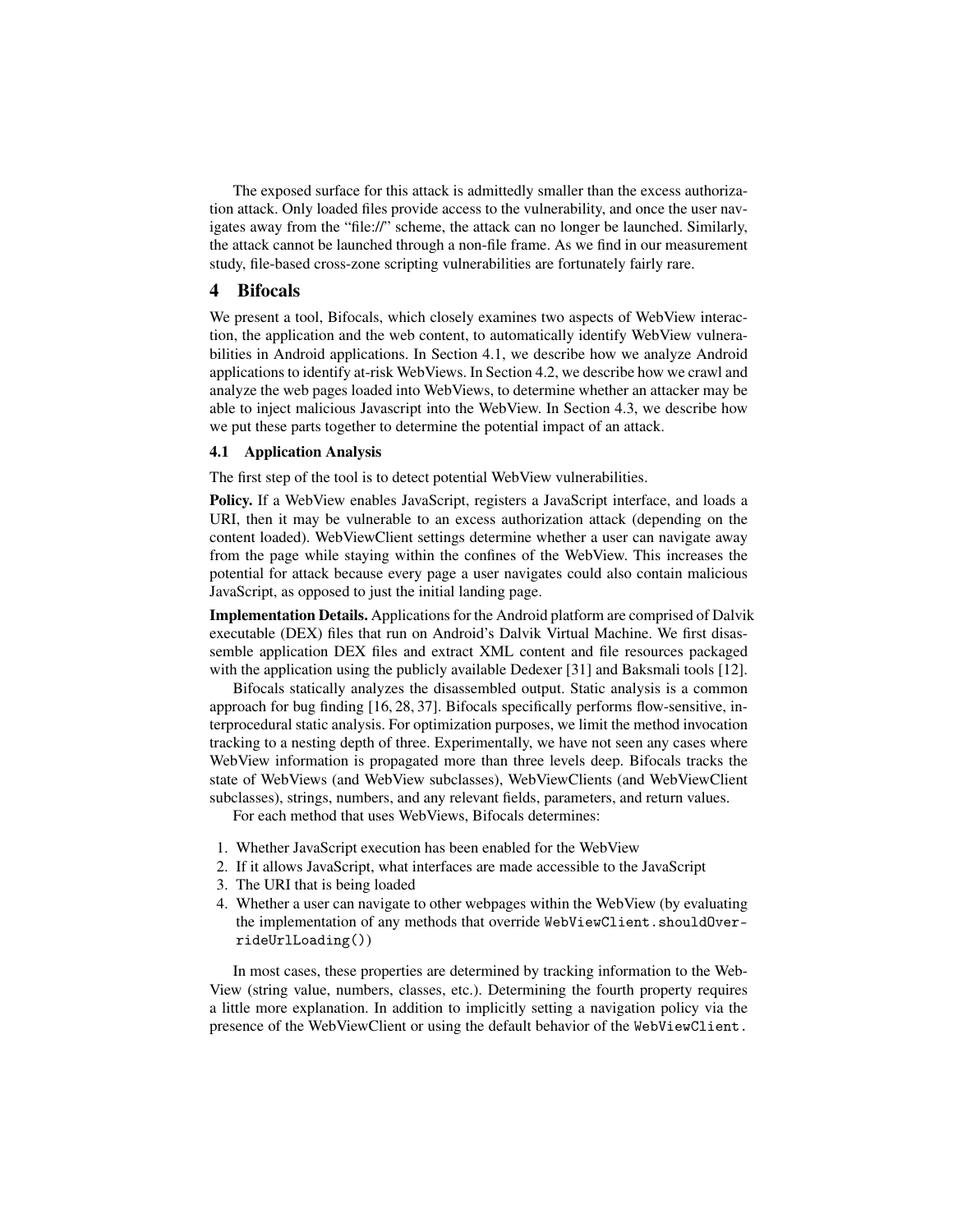The exposed surface for this attack is admittedly smaller than the excess authorization attack. Only loaded files provide access to the vulnerability, and once the user navigates away from the "file://" scheme, the attack can no longer be launched. Similarly, the attack cannot be launched through a non-file frame. As we find in our measurement study, file-based cross-zone scripting vulnerabilities are fortunately fairly rare.

## 4 Bifocals

We present a tool, Bifocals, which closely examines two aspects of WebView interaction, the application and the web content, to automatically identify WebView vulnerabilities in Android applications. In Section 4.1, we describe how we analyze Android applications to identify at-risk WebViews. In Section 4.2, we describe how we crawl and analyze the web pages loaded into WebViews, to determine whether an attacker may be able to inject malicious Javascript into the WebView. In Section 4.3, we describe how we put these parts together to determine the potential impact of an attack.

### 4.1 Application Analysis

The first step of the tool is to detect potential WebView vulnerabilities.

**Policy.** If a WebView enables JavaScript, registers a JavaScript interface, and loads a URI, then it may be vulnerable to an excess authorization attack (depending on the content loaded). WebViewClient settings determine whether a user can navigate away from the page while staying within the confines of the WebView. This increases the potential for attack because every page a user navigates could also contain malicious JavaScript, as opposed to just the initial landing page.

**Implementation Details.** Applications for the Android platform are comprised of Dalvik executable (DEX) files that run on Android's Dalvik Virtual Machine. We first disassemble application DEX files and extract XML content and file resources packaged with the application using the publicly available Dedexer [31] and Baksmali tools [12].

Bifocals statically analyzes the disassembled output. Static analysis is a common approach for bug finding [16, 28, 37]. Bifocals specifically performs flow-sensitive, interprocedural static analysis. For optimization purposes, we limit the method invocation tracking to a nesting depth of three. Experimentally, we have not seen any cases where WebView information is propagated more than three levels deep. Bifocals tracks the state of WebViews (and WebView subclasses), WebViewClients (and WebViewClient subclasses), strings, numbers, and any relevant fields, parameters, and return values.

For each method that uses WebViews, Bifocals determines:

1. Whether JavaScript execution has been enabled for the WebView
2. If it allows JavaScript, what interfaces are made accessible to the JavaScript
3. The URI that is being loaded
4. Whether a user can navigate to other webpages within the WebView (by evaluating the implementation of any methods that override `WebViewClient.shouldOverrideUrlLoading()`)

In most cases, these properties are determined by tracking information to the WebView (string value, numbers, classes, etc.). Determining the fourth property requires a little more explanation. In addition to implicitly setting a navigation policy via the presence of the WebViewClient or using the default behavior of the `WebViewClient.`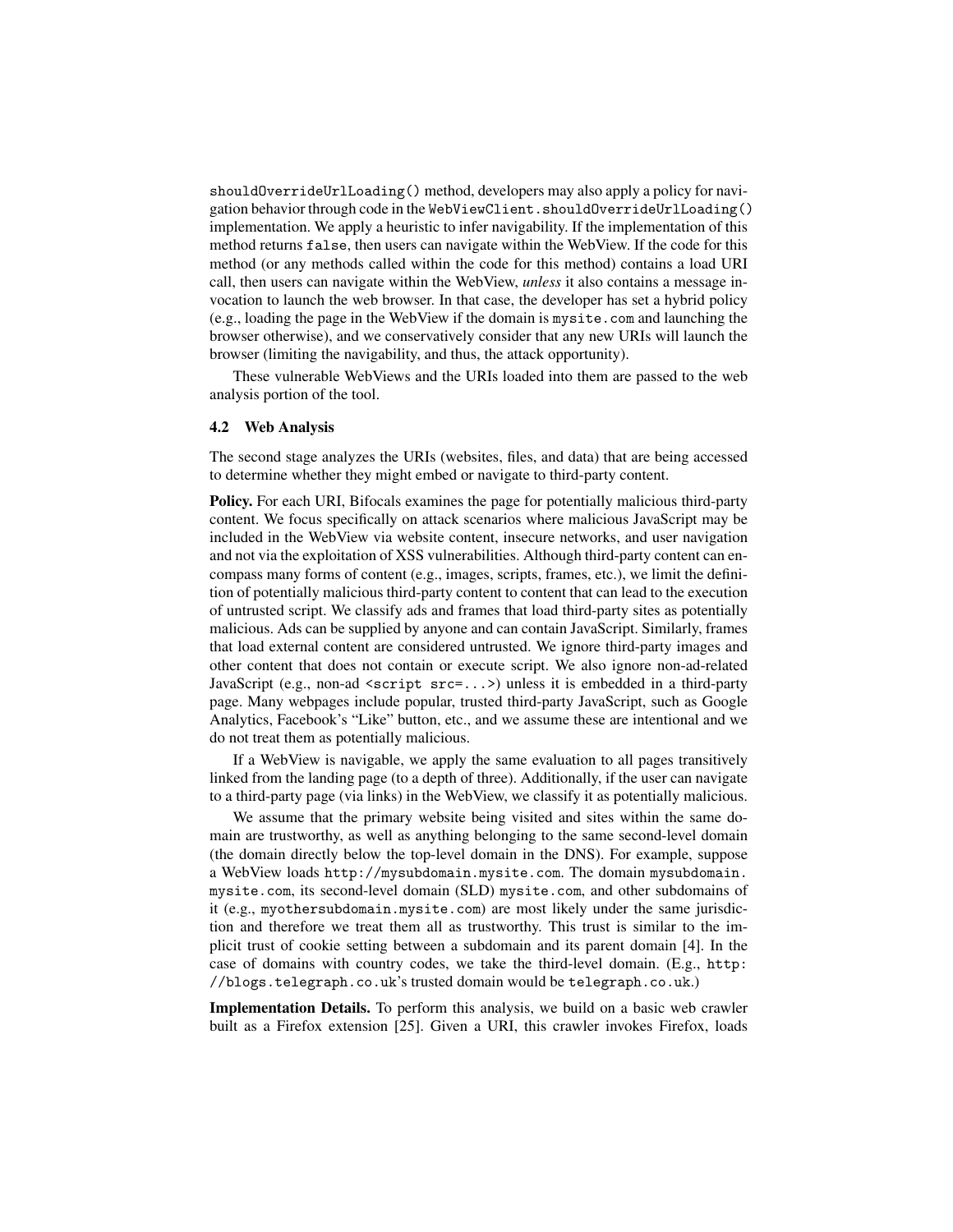shouldOverrideUrlLoading() method, developers may also apply a policy for navigation behavior through code in the WebViewClient.shouldOverrideUrlLoading() implementation. We apply a heuristic to infer navigability. If the implementation of this method returns false, then users can navigate within the WebView. If the code for this method (or any methods called within the code for this method) contains a load URI call, then users can navigate within the WebView, *unless* it also contains a message invocation to launch the web browser. In that case, the developer has set a hybrid policy (e.g., loading the page in the WebView if the domain is mysite.com and launching the browser otherwise), and we conservatively consider that any new URIs will launch the browser (limiting the navigability, and thus, the attack opportunity).

These vulnerable WebViews and the URIs loaded into them are passed to the web analysis portion of the tool.

### 4.2 Web Analysis

The second stage analyzes the URIs (websites, files, and data) that are being accessed to determine whether they might embed or navigate to third-party content.

**Policy.** For each URI, Bifocals examines the page for potentially malicious third-party content. We focus specifically on attack scenarios where malicious JavaScript may be included in the WebView via website content, insecure networks, and user navigation and not via the exploitation of XSS vulnerabilities. Although third-party content can encompass many forms of content (e.g., images, scripts, frames, etc.), we limit the definition of potentially malicious third-party content to content that can lead to the execution of untrusted script. We classify ads and frames that load third-party sites as potentially malicious. Ads can be supplied by anyone and can contain JavaScript. Similarly, frames that load external content are considered untrusted. We ignore third-party images and other content that does not contain or execute script. We also ignore non-ad-related JavaScript (e.g., non-ad <script src=...>) unless it is embedded in a third-party page. Many webpages include popular, trusted third-party JavaScript, such as Google Analytics, Facebook's "Like" button, etc., and we assume these are intentional and we do not treat them as potentially malicious.

If a WebView is navigable, we apply the same evaluation to all pages transitively linked from the landing page (to a depth of three). Additionally, if the user can navigate to a third-party page (via links) in the WebView, we classify it as potentially malicious.

We assume that the primary website being visited and sites within the same domain are trustworthy, as well as anything belonging to the same second-level domain (the domain directly below the top-level domain in the DNS). For example, suppose a WebView loads http://mysubdomain.mysite.com. The domain mysubdomain.mysite.com, its second-level domain (SLD) mysite.com, and other subdomains of it (e.g., myothersubdomain.mysite.com) are most likely under the same jurisdiction and therefore we treat them all as trustworthy. This trust is similar to the implicit trust of cookie setting between a subdomain and its parent domain [4]. In the case of domains with country codes, we take the third-level domain. (E.g., http://blogs.telegraph.co.uk's trusted domain would be telegraph.co.uk.)

**Implementation Details.** To perform this analysis, we build on a basic web crawler built as a Firefox extension [25]. Given a URI, this crawler invokes Firefox, loads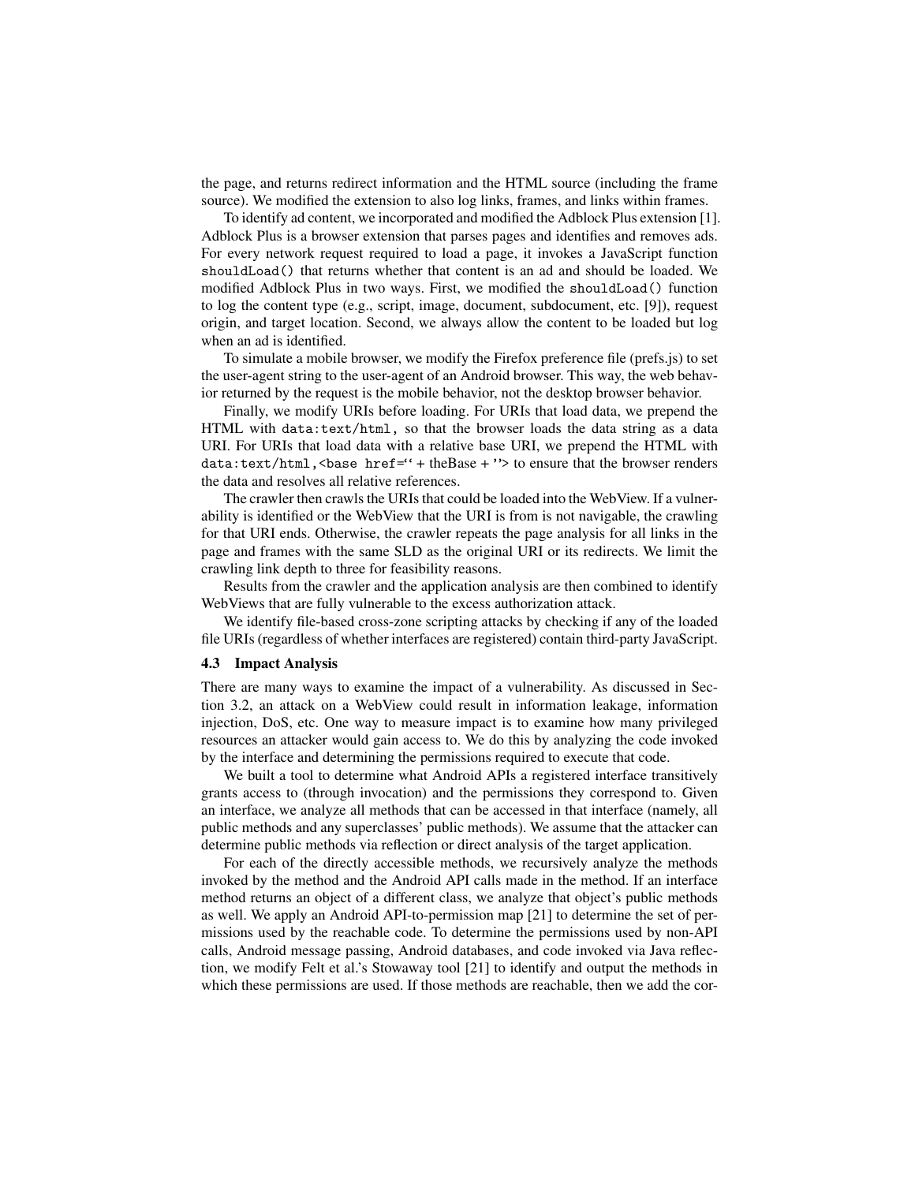the page, and returns redirect information and the HTML source (including the frame source). We modified the extension to also log links, frames, and links within frames.

To identify ad content, we incorporated and modified the Adblock Plus extension [1]. Adblock Plus is a browser extension that parses pages and identifies and removes ads. For every network request required to load a page, it invokes a JavaScript function `shouldLoad()` that returns whether that content is an ad and should be loaded. We modified Adblock Plus in two ways. First, we modified the `shouldLoad()` function to log the content type (e.g., script, image, document, subdocument, etc. [9]), request origin, and target location. Second, we always allow the content to be loaded but log when an ad is identified.

To simulate a mobile browser, we modify the Firefox preference file (prefs.js) to set the user-agent string to the user-agent of an Android browser. This way, the web behavior returned by the request is the mobile behavior, not the desktop browser behavior.

Finally, we modify URIs before loading. For URIs that load data, we prepend the HTML with `data:text/html,` so that the browser loads the data string as a data URI. For URIs that load data with a relative base URI, we prepend the HTML with `data:text/html,<base href="` + theBase + `">` to ensure that the browser renders the data and resolves all relative references.

The crawler then crawls the URIs that could be loaded into the WebView. If a vulnerability is identified or the WebView that the URI is from is not navigable, the crawling for that URI ends. Otherwise, the crawler repeats the page analysis for all links in the page and frames with the same SLD as the original URI or its redirects. We limit the crawling link depth to three for feasibility reasons.

Results from the crawler and the application analysis are then combined to identify WebViews that are fully vulnerable to the excess authorization attack.

We identify file-based cross-zone scripting attacks by checking if any of the loaded file URIs (regardless of whether interfaces are registered) contain third-party JavaScript.

### 4.3 Impact Analysis

There are many ways to examine the impact of a vulnerability. As discussed in Section 3.2, an attack on a WebView could result in information leakage, information injection, DoS, etc. One way to measure impact is to examine how many privileged resources an attacker would gain access to. We do this by analyzing the code invoked by the interface and determining the permissions required to execute that code.

We built a tool to determine what Android APIs a registered interface transitively grants access to (through invocation) and the permissions they correspond to. Given an interface, we analyze all methods that can be accessed in that interface (namely, all public methods and any superclasses' public methods). We assume that the attacker can determine public methods via reflection or direct analysis of the target application.

For each of the directly accessible methods, we recursively analyze the methods invoked by the method and the Android API calls made in the method. If an interface method returns an object of a different class, we analyze that object's public methods as well. We apply an Android API-to-permission map [21] to determine the set of permissions used by the reachable code. To determine the permissions used by non-API calls, Android message passing, Android databases, and code invoked via Java reflection, we modify Felt et al.'s Stowaway tool [21] to identify and output the methods in which these permissions are used. If those methods are reachable, then we add the cor-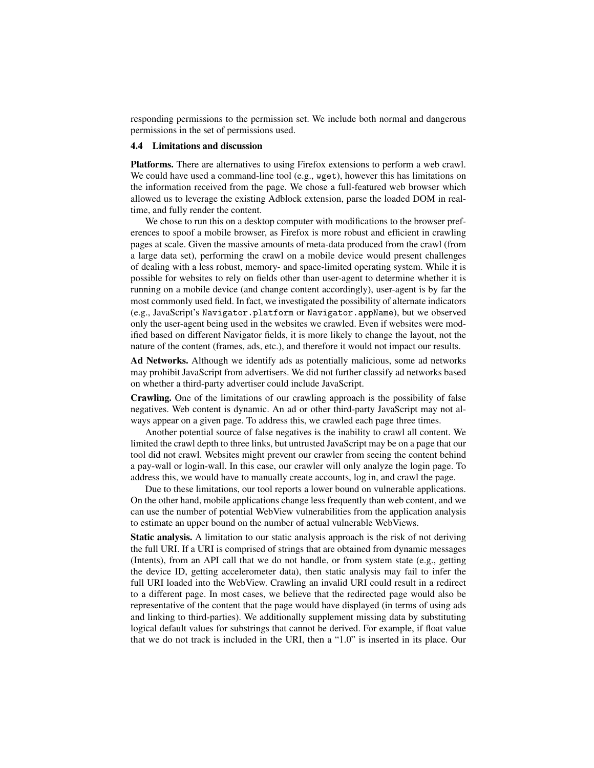responding permissions to the permission set. We include both normal and dangerous permissions in the set of permissions used.

### 4.4 Limitations and discussion

**Platforms.** There are alternatives to using Firefox extensions to perform a web crawl. We could have used a command-line tool (e.g., `wget`), however this has limitations on the information received from the page. We chose a full-featured web browser which allowed us to leverage the existing Adblock extension, parse the loaded DOM in real-time, and fully render the content.

We chose to run this on a desktop computer with modifications to the browser preferences to spoof a mobile browser, as Firefox is more robust and efficient in crawling pages at scale. Given the massive amounts of meta-data produced from the crawl (from a large data set), performing the crawl on a mobile device would present challenges of dealing with a less robust, memory- and space-limited operating system. While it is possible for websites to rely on fields other than user-agent to determine whether it is running on a mobile device (and change content accordingly), user-agent is by far the most commonly used field. In fact, we investigated the possibility of alternate indicators (e.g., JavaScript's `Navigator.platform` or `Navigator.appName`), but we observed only the user-agent being used in the websites we crawled. Even if websites were modified based on different Navigator fields, it is more likely to change the layout, not the nature of the content (frames, ads, etc.), and therefore it would not impact our results.

**Ad Networks.** Although we identify ads as potentially malicious, some ad networks may prohibit JavaScript from advertisers. We did not further classify ad networks based on whether a third-party advertiser could include JavaScript.

**Crawling.** One of the limitations of our crawling approach is the possibility of false negatives. Web content is dynamic. An ad or other third-party JavaScript may not always appear on a given page. To address this, we crawled each page three times.

Another potential source of false negatives is the inability to crawl all content. We limited the crawl depth to three links, but untrusted JavaScript may be on a page that our tool did not crawl. Websites might prevent our crawler from seeing the content behind a pay-wall or login-wall. In this case, our crawler will only analyze the login page. To address this, we would have to manually create accounts, log in, and crawl the page.

Due to these limitations, our tool reports a lower bound on vulnerable applications. On the other hand, mobile applications change less frequently than web content, and we can use the number of potential WebView vulnerabilities from the application analysis to estimate an upper bound on the number of actual vulnerable WebViews.

**Static analysis.** A limitation to our static analysis approach is the risk of not deriving the full URI. If a URI is comprised of strings that are obtained from dynamic messages (Intents), from an API call that we do not handle, or from system state (e.g., getting the device ID, getting accelerometer data), then static analysis may fail to infer the full URI loaded into the WebView. Crawling an invalid URI could result in a redirect to a different page. In most cases, we believe that the redirected page would also be representative of the content that the page would have displayed (in terms of using ads and linking to third-parties). We additionally supplement missing data by substituting logical default values for substrings that cannot be derived. For example, if float value that we do not track is included in the URI, then a "1.0" is inserted in its place. Our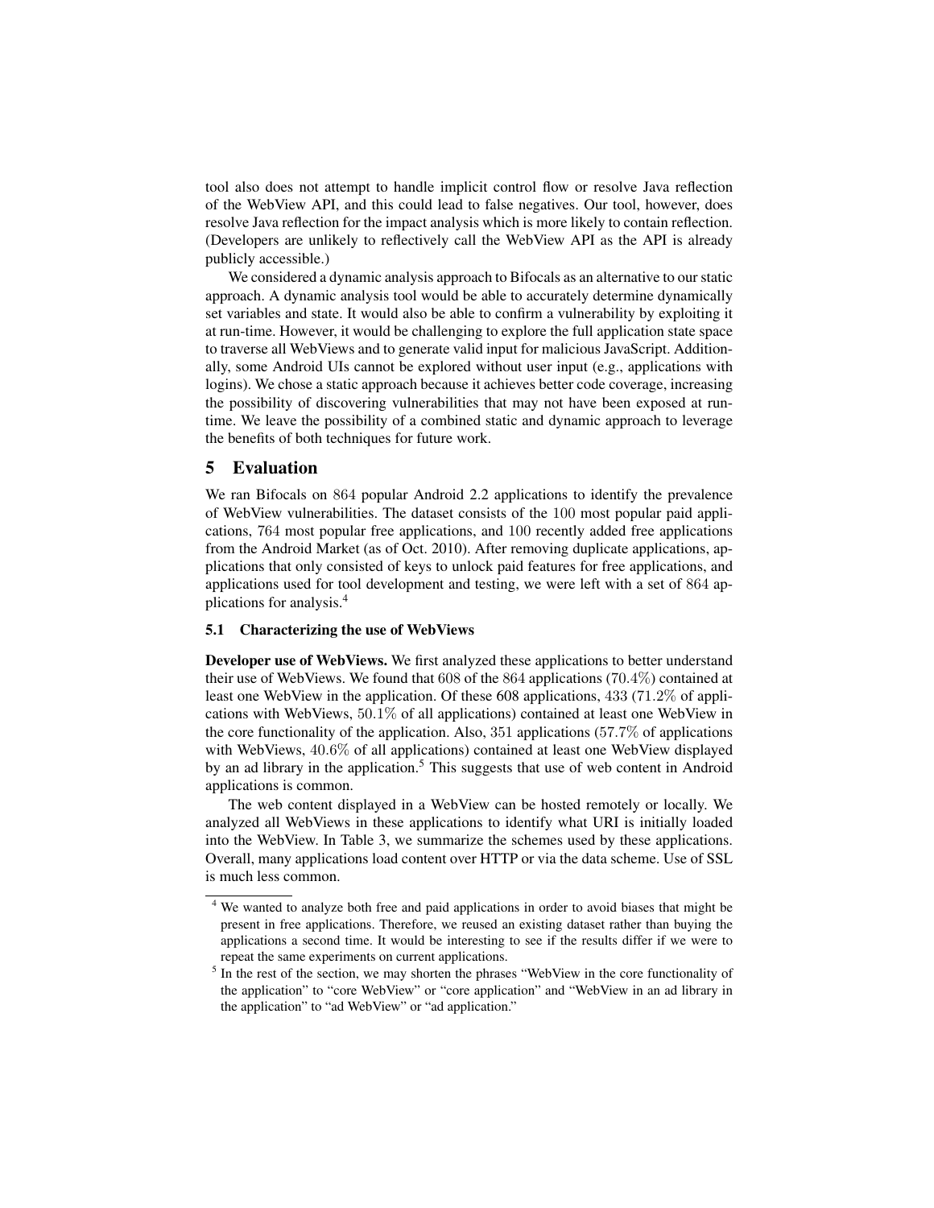tool also does not attempt to handle implicit control flow or resolve Java reflection of the WebView API, and this could lead to false negatives. Our tool, however, does resolve Java reflection for the impact analysis which is more likely to contain reflection. (Developers are unlikely to reflectively call the WebView API as the API is already publicly accessible.)

We considered a dynamic analysis approach to Bifocals as an alternative to our static approach. A dynamic analysis tool would be able to accurately determine dynamically set variables and state. It would also be able to confirm a vulnerability by exploiting it at run-time. However, it would be challenging to explore the full application state space to traverse all WebViews and to generate valid input for malicious JavaScript. Additionally, some Android UIs cannot be explored without user input (e.g., applications with logins). We chose a static approach because it achieves better code coverage, increasing the possibility of discovering vulnerabilities that may not have been exposed at runtime. We leave the possibility of a combined static and dynamic approach to leverage the benefits of both techniques for future work.

## 5 Evaluation

We ran Bifocals on 864 popular Android 2.2 applications to identify the prevalence of WebView vulnerabilities. The dataset consists of the 100 most popular paid applications, 764 most popular free applications, and 100 recently added free applications from the Android Market (as of Oct. 2010). After removing duplicate applications, applications that only consisted of keys to unlock paid features for free applications, and applications used for tool development and testing, we were left with a set of 864 applications for analysis.[4]

### 5.1 Characterizing the use of WebViews

**Developer use of WebViews.** We first analyzed these applications to better understand their use of WebViews. We found that 608 of the 864 applications (70.4%) contained at least one WebView in the application. Of these 608 applications, 433 (71.2% of applications with WebViews, 50.1% of all applications) contained at least one WebView in the core functionality of the application. Also, 351 applications (57.7% of applications with WebViews, 40.6% of all applications) contained at least one WebView displayed by an ad library in the application.[5] This suggests that use of web content in Android applications is common.

The web content displayed in a WebView can be hosted remotely or locally. We analyzed all WebViews in these applications to identify what URI is initially loaded into the WebView. In Table 3, we summarize the schemes used by these applications. Overall, many applications load content over HTTP or via the data scheme. Use of SSL is much less common.

[4] We wanted to analyze both free and paid applications in order to avoid biases that might be present in free applications. Therefore, we reused an existing dataset rather than buying the applications a second time. It would be interesting to see if the results differ if we were to repeat the same experiments on current applications.

[5] In the rest of the section, we may shorten the phrases "WebView in the core functionality of the application" to "core WebView" or "core application" and "WebView in an ad library in the application" to "ad WebView" or "ad application."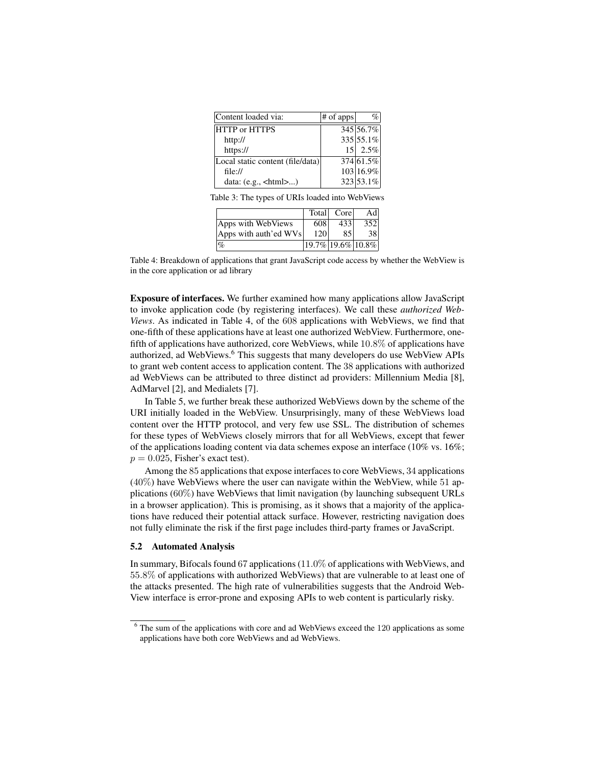| Content loaded via: | # of apps | % |
|---|---|---|
| HTTP or HTTPS | 345 | 56.7% |
| http:// | 335 | 55.1% |
| https:// | 15 | 2.5% |
| Local static content (file/data) | 374 | 61.5% |
| file:// | 103 | 16.9% |
| data: (e.g., <html>...) | 323 | 53.1% |

Table 3: The types of URIs loaded into WebViews

| | Total | Core | Ad |
|---|---|---|---|
| Apps with WebViews | 608 | 433 | 352 |
| Apps with auth'ed WVs | 120 | 85 | 38 |
| % | 19.7% | 19.6% | 10.8% |

Table 4: Breakdown of applications that grant JavaScript code access by whether the WebView is in the core application or ad library

**Exposure of interfaces.** We further examined how many applications allow JavaScript to invoke application code (by registering interfaces). We call these *authorized WebViews*. As indicated in Table 4, of the 608 applications with WebViews, we find that one-fifth of these applications have at least one authorized WebView. Furthermore, one-fifth of applications have authorized, core WebViews, while 10.8% of applications have authorized, ad WebViews.[6] This suggests that many developers do use WebView APIs to grant web content access to application content. The 38 applications with authorized ad WebViews can be attributed to three distinct ad providers: Millennium Media [8], AdMarvel [2], and Medialets [7].

In Table 5, we further break these authorized WebViews down by the scheme of the URI initially loaded in the WebView. Unsurprisingly, many of these WebViews load content over the HTTP protocol, and very few use SSL. The distribution of schemes for these types of WebViews closely mirrors that for all WebViews, except that fewer of the applications loading content via data schemes expose an interface (10% vs. 16%; $p = 0.025$, Fisher's exact test).

Among the 85 applications that expose interfaces to core WebViews, 34 applications (40%) have WebViews where the user can navigate within the WebView, while 51 applications (60%) have WebViews that limit navigation (by launching subsequent URLs in a browser application). This is promising, as it shows that a majority of the applications have reduced their potential attack surface. However, restricting navigation does not fully eliminate the risk if the first page includes third-party frames or JavaScript.

### 5.2 Automated Analysis

In summary, Bifocals found 67 applications (11.0% of applications with WebViews, and 55.8% of applications with authorized WebViews) that are vulnerable to at least one of the attacks presented. The high rate of vulnerabilities suggests that the Android WebView interface is error-prone and exposing APIs to web content is particularly risky.

[6] The sum of the applications with core and ad WebViews exceed the 120 applications as some applications have both core WebViews and ad WebViews.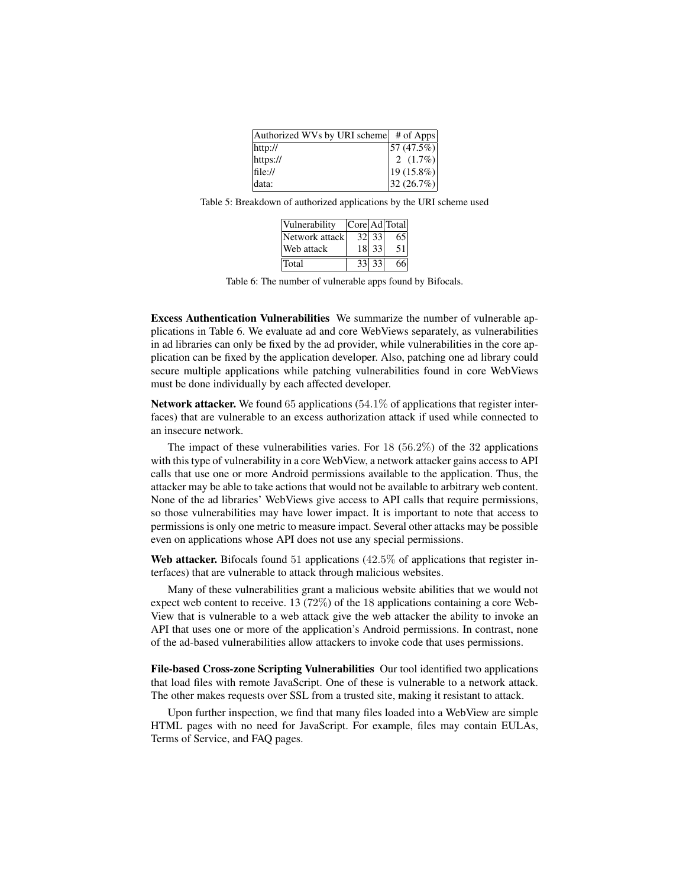| Authorized WVs by URI scheme | # of Apps |
|---|---|
| http:// | 57 (47.5%) |
| https:// | 2 (1.7%) |
| file:// | 19 (15.8%) |
| data: | 32 (26.7%) |

Table 5: Breakdown of authorized applications by the URI scheme used

| Vulnerability | Core | Ad | Total |
|---|---|---|---|
| Network attack | 32 | 33 | 65 |
| Web attack | 18 | 33 | 51 |
| Total | 33 | 33 | 66 |

Table 6: The number of vulnerable apps found by Bifocals.

**Excess Authentication Vulnerabilities** We summarize the number of vulnerable applications in Table 6. We evaluate ad and core WebViews separately, as vulnerabilities in ad libraries can only be fixed by the ad provider, while vulnerabilities in the core application can be fixed by the application developer. Also, patching one ad library could secure multiple applications while patching vulnerabilities found in core WebViews must be done individually by each affected developer.

**Network attacker.** We found 65 applications (54.1% of applications that register interfaces) that are vulnerable to an excess authorization attack if used while connected to an insecure network.

The impact of these vulnerabilities varies. For 18 (56.2%) of the 32 applications with this type of vulnerability in a core WebView, a network attacker gains access to API calls that use one or more Android permissions available to the application. Thus, the attacker may be able to take actions that would not be available to arbitrary web content. None of the ad libraries' WebViews give access to API calls that require permissions, so those vulnerabilities may have lower impact. It is important to note that access to permissions is only one metric to measure impact. Several other attacks may be possible even on applications whose API does not use any special permissions.

**Web attacker.** Bifocals found 51 applications (42.5% of applications that register interfaces) that are vulnerable to attack through malicious websites.

Many of these vulnerabilities grant a malicious website abilities that we would not expect web content to receive. 13 (72%) of the 18 applications containing a core WebView that is vulnerable to a web attack give the web attacker the ability to invoke an API that uses one or more of the application's Android permissions. In contrast, none of the ad-based vulnerabilities allow attackers to invoke code that uses permissions.

**File-based Cross-zone Scripting Vulnerabilities** Our tool identified two applications that load files with remote JavaScript. One of these is vulnerable to a network attack. The other makes requests over SSL from a trusted site, making it resistant to attack.

Upon further inspection, we find that many files loaded into a WebView are simple HTML pages with no need for JavaScript. For example, files may contain EULAs, Terms of Service, and FAQ pages.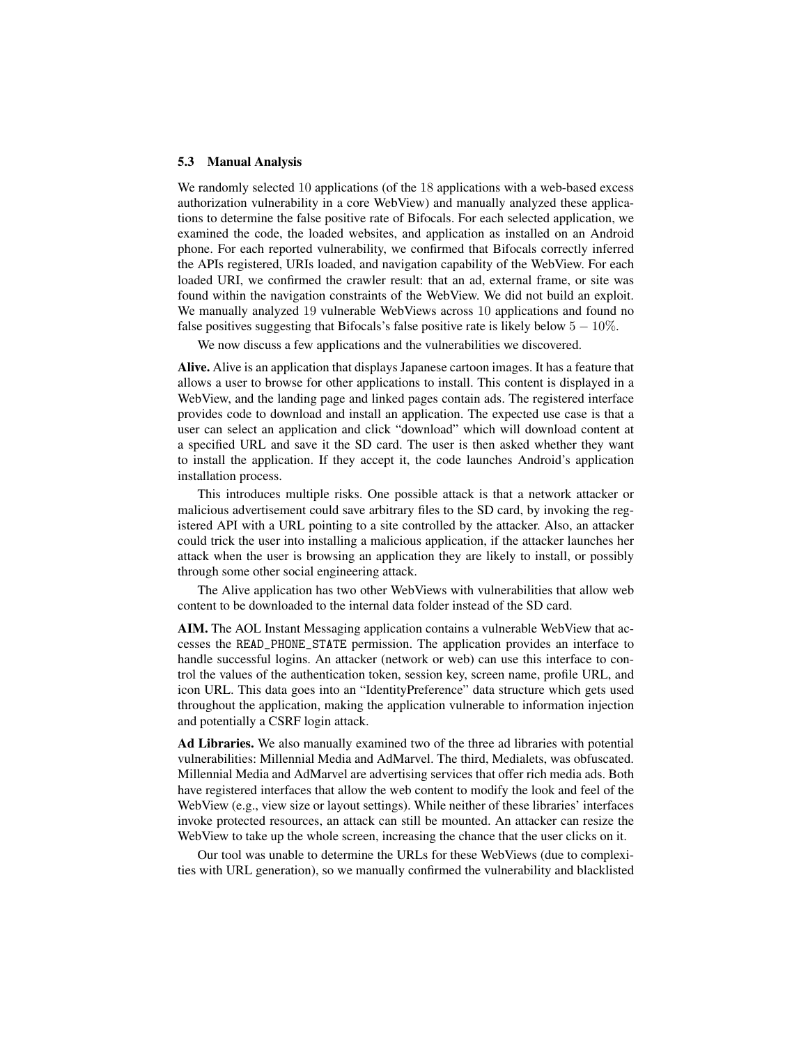### 5.3 Manual Analysis

We randomly selected 10 applications (of the 18 applications with a web-based excess authorization vulnerability in a core WebView) and manually analyzed these applications to determine the false positive rate of Bifocals. For each selected application, we examined the code, the loaded websites, and application as installed on an Android phone. For each reported vulnerability, we confirmed that Bifocals correctly inferred the APIs registered, URIs loaded, and navigation capability of the WebView. For each loaded URI, we confirmed the crawler result: that an ad, external frame, or site was found within the navigation constraints of the WebView. We did not build an exploit. We manually analyzed 19 vulnerable WebViews across 10 applications and found no false positives suggesting that Bifocals's false positive rate is likely below $5 - 10\%$.

We now discuss a few applications and the vulnerabilities we discovered.

**Alive.** Alive is an application that displays Japanese cartoon images. It has a feature that allows a user to browse for other applications to install. This content is displayed in a WebView, and the landing page and linked pages contain ads. The registered interface provides code to download and install an application. The expected use case is that a user can select an application and click "download" which will download content at a specified URL and save it the SD card. The user is then asked whether they want to install the application. If they accept it, the code launches Android's application installation process.

This introduces multiple risks. One possible attack is that a network attacker or malicious advertisement could save arbitrary files to the SD card, by invoking the registered API with a URL pointing to a site controlled by the attacker. Also, an attacker could trick the user into installing a malicious application, if the attacker launches her attack when the user is browsing an application they are likely to install, or possibly through some other social engineering attack.

The Alive application has two other WebViews with vulnerabilities that allow web content to be downloaded to the internal data folder instead of the SD card.

**AIM.** The AOL Instant Messaging application contains a vulnerable WebView that accesses the `READ_PHONE_STATE` permission. The application provides an interface to handle successful logins. An attacker (network or web) can use this interface to control the values of the authentication token, session key, screen name, profile URL, and icon URL. This data goes into an "IdentityPreference" data structure which gets used throughout the application, making the application vulnerable to information injection and potentially a CSRF login attack.

**Ad Libraries.** We also manually examined two of the three ad libraries with potential vulnerabilities: Millennial Media and AdMarvel. The third, Medialets, was obfuscated. Millennial Media and AdMarvel are advertising services that offer rich media ads. Both have registered interfaces that allow the web content to modify the look and feel of the WebView (e.g., view size or layout settings). While neither of these libraries' interfaces invoke protected resources, an attack can still be mounted. An attacker can resize the WebView to take up the whole screen, increasing the chance that the user clicks on it.

Our tool was unable to determine the URLs for these WebViews (due to complexities with URL generation), so we manually confirmed the vulnerability and blacklisted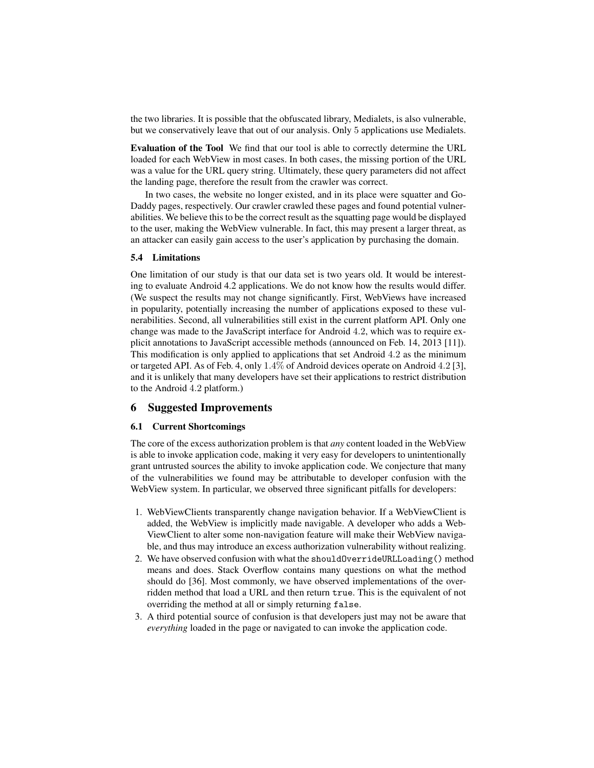the two libraries. It is possible that the obfuscated library, Medialets, is also vulnerable, but we conservatively leave that out of our analysis. Only 5 applications use Medialets.

**Evaluation of the Tool** We find that our tool is able to correctly determine the URL loaded for each WebView in most cases. In both cases, the missing portion of the URL was a value for the URL query string. Ultimately, these query parameters did not affect the landing page, therefore the result from the crawler was correct.

In two cases, the website no longer existed, and in its place were squatter and GoDaddy pages, respectively. Our crawler crawled these pages and found potential vulnerabilities. We believe this to be the correct result as the squatting page would be displayed to the user, making the WebView vulnerable. In fact, this may present a larger threat, as an attacker can easily gain access to the user's application by purchasing the domain.

### 5.4 Limitations

One limitation of our study is that our data set is two years old. It would be interesting to evaluate Android 4.2 applications. We do not know how the results would differ. (We suspect the results may not change significantly. First, WebViews have increased in popularity, potentially increasing the number of applications exposed to these vulnerabilities. Second, all vulnerabilities still exist in the current platform API. Only one change was made to the JavaScript interface for Android 4.2, which was to require explicit annotations to JavaScript accessible methods (announced on Feb. 14, 2013 [11]). This modification is only applied to applications that set Android 4.2 as the minimum or targeted API. As of Feb. 4, only 1.4% of Android devices operate on Android 4.2 [3], and it is unlikely that many developers have set their applications to restrict distribution to the Android 4.2 platform.)

## 6 Suggested Improvements

### 6.1 Current Shortcomings

The core of the excess authorization problem is that *any* content loaded in the WebView is able to invoke application code, making it very easy for developers to unintentionally grant untrusted sources the ability to invoke application code. We conjecture that many of the vulnerabilities we found may be attributable to developer confusion with the WebView system. In particular, we observed three significant pitfalls for developers:

1. WebViewClients transparently change navigation behavior. If a WebViewClient is added, the WebView is implicitly made navigable. A developer who adds a WebViewClient to alter some non-navigation feature will make their WebView navigable, and thus may introduce an excess authorization vulnerability without realizing.
2. We have observed confusion with what the `shouldOverrideURLLoading()` method means and does. Stack Overflow contains many questions on what the method should do [36]. Most commonly, we have observed implementations of the overridden method that load a URL and then return `true`. This is the equivalent of not overriding the method at all or simply returning `false`.
3. A third potential source of confusion is that developers just may not be aware that *everything* loaded in the page or navigated to can invoke the application code.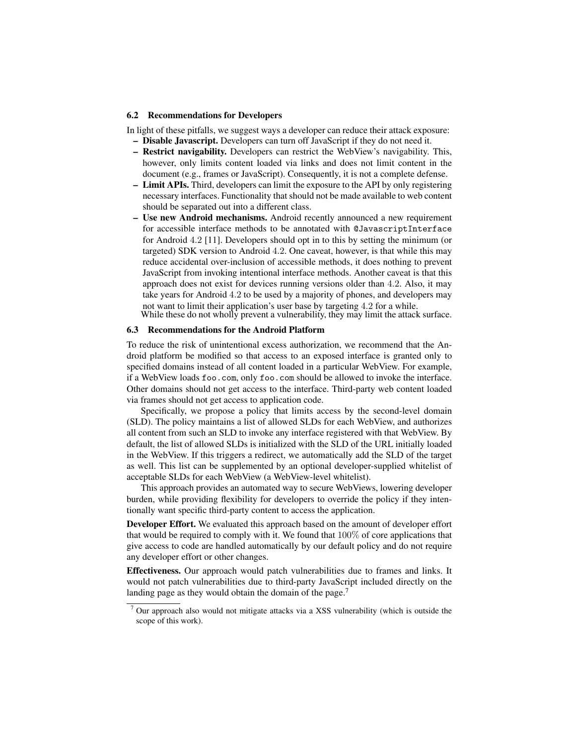### 6.2 Recommendations for Developers

In light of these pitfalls, we suggest ways a developer can reduce their attack exposure:

- **Disable Javascript.** Developers can turn off JavaScript if they do not need it.
- **Restrict navigability.** Developers can restrict the WebView's navigability. This, however, only limits content loaded via links and does not limit content in the document (e.g., frames or JavaScript). Consequently, it is not a complete defense.
- **Limit APIs.** Third, developers can limit the exposure to the API by only registering necessary interfaces. Functionality that should not be made available to web content should be separated out into a different class.
- **Use new Android mechanisms.** Android recently announced a new requirement for accessible interface methods to be annotated with `@JavascriptInterface` for Android 4.2 [11]. Developers should opt in to this by setting the minimum (or targeted) SDK version to Android 4.2. One caveat, however, is that while this may reduce accidental over-inclusion of accessible methods, it does nothing to prevent JavaScript from invoking intentional interface methods. Another caveat is that this approach does not exist for devices running versions older than 4.2. Also, it may take years for Android 4.2 to be used by a majority of phones, and developers may not want to limit their application's user base by targeting 4.2 for a while.

While these do not wholly prevent a vulnerability, they may limit the attack surface.

### 6.3 Recommendations for the Android Platform

To reduce the risk of unintentional excess authorization, we recommend that the Android platform be modified so that access to an exposed interface is granted only to specified domains instead of all content loaded in a particular WebView. For example, if a WebView loads `foo.com`, only `foo.com` should be allowed to invoke the interface. Other domains should not get access to the interface. Third-party web content loaded via frames should not get access to application code.

Specifically, we propose a policy that limits access by the second-level domain (SLD). The policy maintains a list of allowed SLDs for each WebView, and authorizes all content from such an SLD to invoke any interface registered with that WebView. By default, the list of allowed SLDs is initialized with the SLD of the URL initially loaded in the WebView. If this triggers a redirect, we automatically add the SLD of the target as well. This list can be supplemented by an optional developer-supplied whitelist of acceptable SLDs for each WebView (a WebView-level whitelist).

This approach provides an automated way to secure WebViews, lowering developer burden, while providing flexibility for developers to override the policy if they intentionally want specific third-party content to access the application.

**Developer Effort.** We evaluated this approach based on the amount of developer effort that would be required to comply with it. We found that 100% of core applications that give access to code are handled automatically by our default policy and do not require any developer effort or other changes.

**Effectiveness.** Our approach would patch vulnerabilities due to frames and links. It would not patch vulnerabilities due to third-party JavaScript included directly on the landing page as they would obtain the domain of the page.[7]

[7] Our approach also would not mitigate attacks via a XSS vulnerability (which is outside the scope of this work).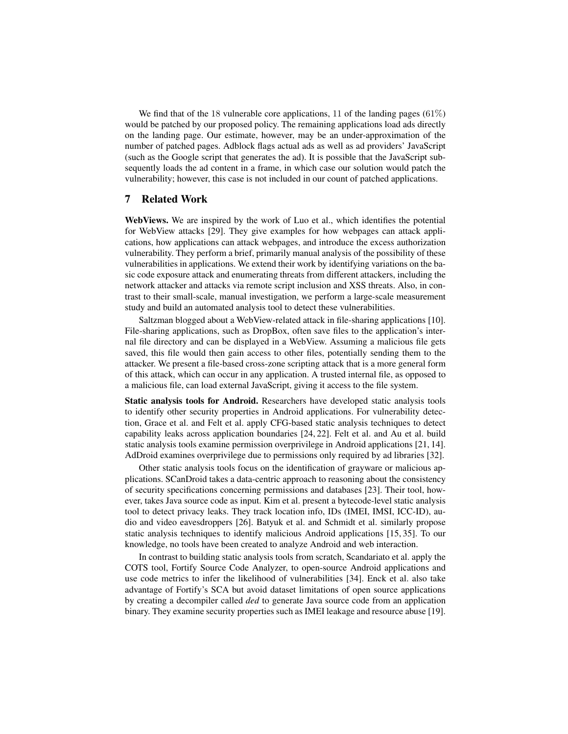We find that of the 18 vulnerable core applications, 11 of the landing pages (61%) would be patched by our proposed policy. The remaining applications load ads directly on the landing page. Our estimate, however, may be an under-approximation of the number of patched pages. Adblock flags actual ads as well as ad providers' JavaScript (such as the Google script that generates the ad). It is possible that the JavaScript subsequently loads the ad content in a frame, in which case our solution would patch the vulnerability; however, this case is not included in our count of patched applications.

## 7 Related Work

**WebViews.** We are inspired by the work of Luo et al., which identifies the potential for WebView attacks [29]. They give examples for how webpages can attack applications, how applications can attack webpages, and introduce the excess authorization vulnerability. They perform a brief, primarily manual analysis of the possibility of these vulnerabilities in applications. We extend their work by identifying variations on the basic code exposure attack and enumerating threats from different attackers, including the network attacker and attacks via remote script inclusion and XSS threats. Also, in contrast to their small-scale, manual investigation, we perform a large-scale measurement study and build an automated analysis tool to detect these vulnerabilities.

Saltzman blogged about a WebView-related attack in file-sharing applications [10]. File-sharing applications, such as DropBox, often save files to the application's internal file directory and can be displayed in a WebView. Assuming a malicious file gets saved, this file would then gain access to other files, potentially sending them to the attacker. We present a file-based cross-zone scripting attack that is a more general form of this attack, which can occur in any application. A trusted internal file, as opposed to a malicious file, can load external JavaScript, giving it access to the file system.

**Static analysis tools for Android.** Researchers have developed static analysis tools to identify other security properties in Android applications. For vulnerability detection, Grace et al. and Felt et al. apply CFG-based static analysis techniques to detect capability leaks across application boundaries [24, 22]. Felt et al. and Au et al. build static analysis tools examine permission overprivilege in Android applications [21, 14]. AdDroid examines overprivilege due to permissions only required by ad libraries [32].

Other static analysis tools focus on the identification of grayware or malicious applications. SCanDroid takes a data-centric approach to reasoning about the consistency of security specifications concerning permissions and databases [23]. Their tool, however, takes Java source code as input. Kim et al. present a bytecode-level static analysis tool to detect privacy leaks. They track location info, IDs (IMEI, IMSI, ICC-ID), audio and video eavesdroppers [26]. Batyuk et al. and Schmidt et al. similarly propose static analysis techniques to identify malicious Android applications [15, 35]. To our knowledge, no tools have been created to analyze Android and web interaction.

In contrast to building static analysis tools from scratch, Scandariato et al. apply the COTS tool, Fortify Source Code Analyzer, to open-source Android applications and use code metrics to infer the likelihood of vulnerabilities [34]. Enck et al. also take advantage of Fortify's SCA but avoid dataset limitations of open source applications by creating a decompiler called *ded* to generate Java source code from an application binary. They examine security properties such as IMEI leakage and resource abuse [19].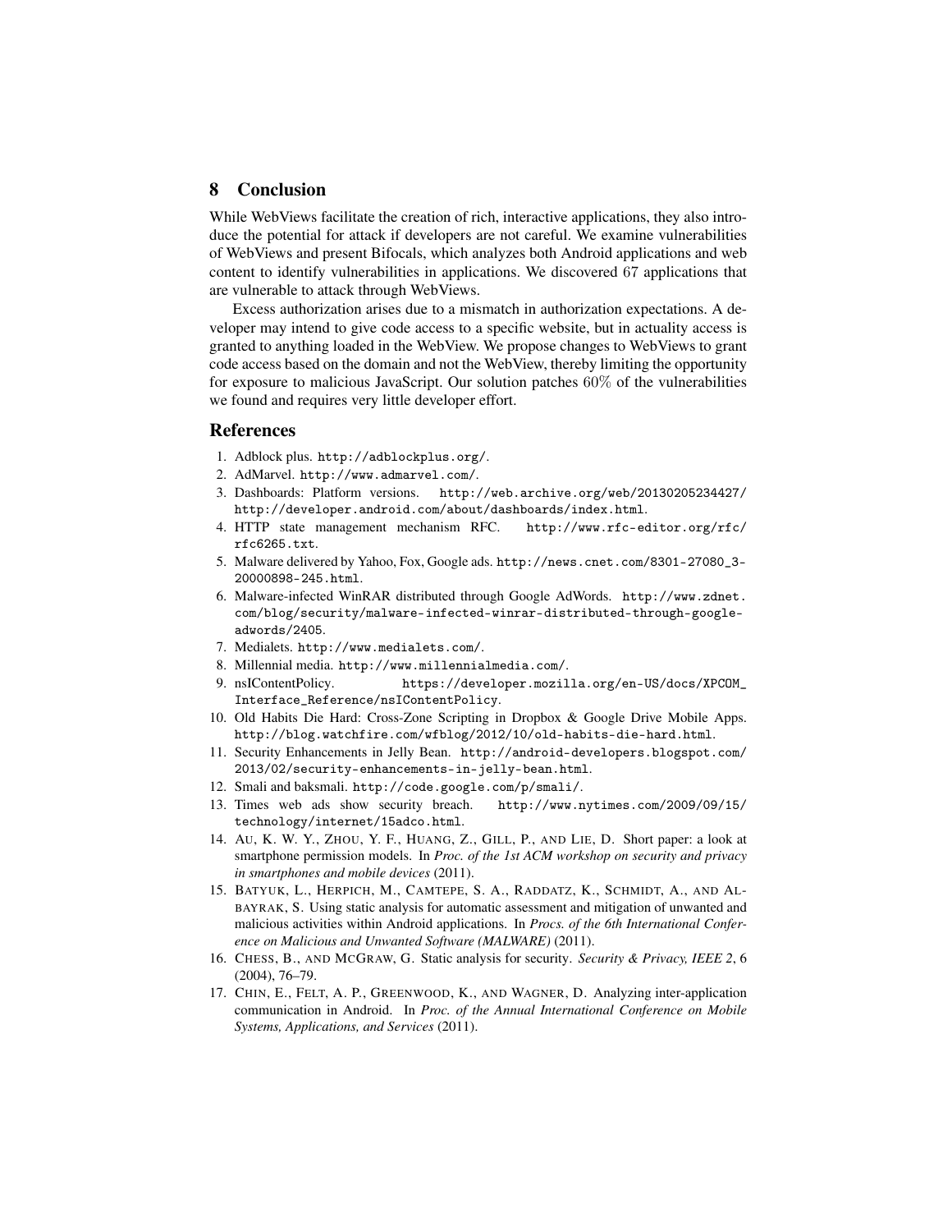## 8 Conclusion

While WebViews facilitate the creation of rich, interactive applications, they also introduce the potential for attack if developers are not careful. We examine vulnerabilities of WebViews and present Bifocals, which analyzes both Android applications and web content to identify vulnerabilities in applications. We discovered 67 applications that are vulnerable to attack through WebViews.

Excess authorization arises due to a mismatch in authorization expectations. A developer may intend to give code access to a specific website, but in actuality access is granted to anything loaded in the WebView. We propose changes to WebViews to grant code access based on the domain and not the WebView, thereby limiting the opportunity for exposure to malicious JavaScript. Our solution patches 60% of the vulnerabilities we found and requires very little developer effort.

## References

1. Adblock plus. http://adblockplus.org/.
2. AdMarvel. http://www.admarvel.com/.
3. Dashboards: Platform versions. http://web.archive.org/web/20130205234427/http://developer.android.com/about/dashboards/index.html.
4. HTTP state management mechanism RFC. http://www.rfc-editor.org/rfc/rfc6265.txt.
5. Malware delivered by Yahoo, Fox, Google ads. http://news.cnet.com/8301-27080_3-20000898-245.html.
6. Malware-infected WinRAR distributed through Google AdWords. http://www.zdnet.com/blog/security/malware-infected-winrar-distributed-through-google-adwords/2405.
7. Medialets. http://www.medialets.com/.
8. Millennial media. http://www.millennialmedia.com/.
9. nsIContentPolicy. https://developer.mozilla.org/en-US/docs/XPCOM_Interface_Reference/nsIContentPolicy.
10. Old Habits Die Hard: Cross-Zone Scripting in Dropbox & Google Drive Mobile Apps. http://blog.watchfire.com/wfblog/2012/10/old-habits-die-hard.html.
11. Security Enhancements in Jelly Bean. http://android-developers.blogspot.com/2013/02/security-enhancements-in-jelly-bean.html.
12. Smali and baksmali. http://code.google.com/p/smali/.
13. Times web ads show security breach. http://www.nytimes.com/2009/09/15/technology/internet/15adco.html.
14. Au, K. W. Y., Zhou, Y. F., Huang, Z., Gill, P., and Lie, D. Short paper: a look at smartphone permission models. In *Proc. of the 1st ACM workshop on security and privacy in smartphones and mobile devices* (2011).
15. Batyuk, L., Herpich, M., Camtepe, S. A., Raddatz, K., Schmidt, A., and Albayrak, S. Using static analysis for automatic assessment and mitigation of unwanted and malicious activities within Android applications. In *Procs. of the 6th International Conference on Malicious and Unwanted Software (MALWARE)* (2011).
16. Chess, B., and McGraw, G. Static analysis for security. *Security & Privacy, IEEE 2*, 6 (2004), 76–79.
17. Chin, E., Felt, A. P., Greenwood, K., and Wagner, D. Analyzing inter-application communication in Android. In *Proc. of the Annual International Conference on Mobile Systems, Applications, and Services* (2011).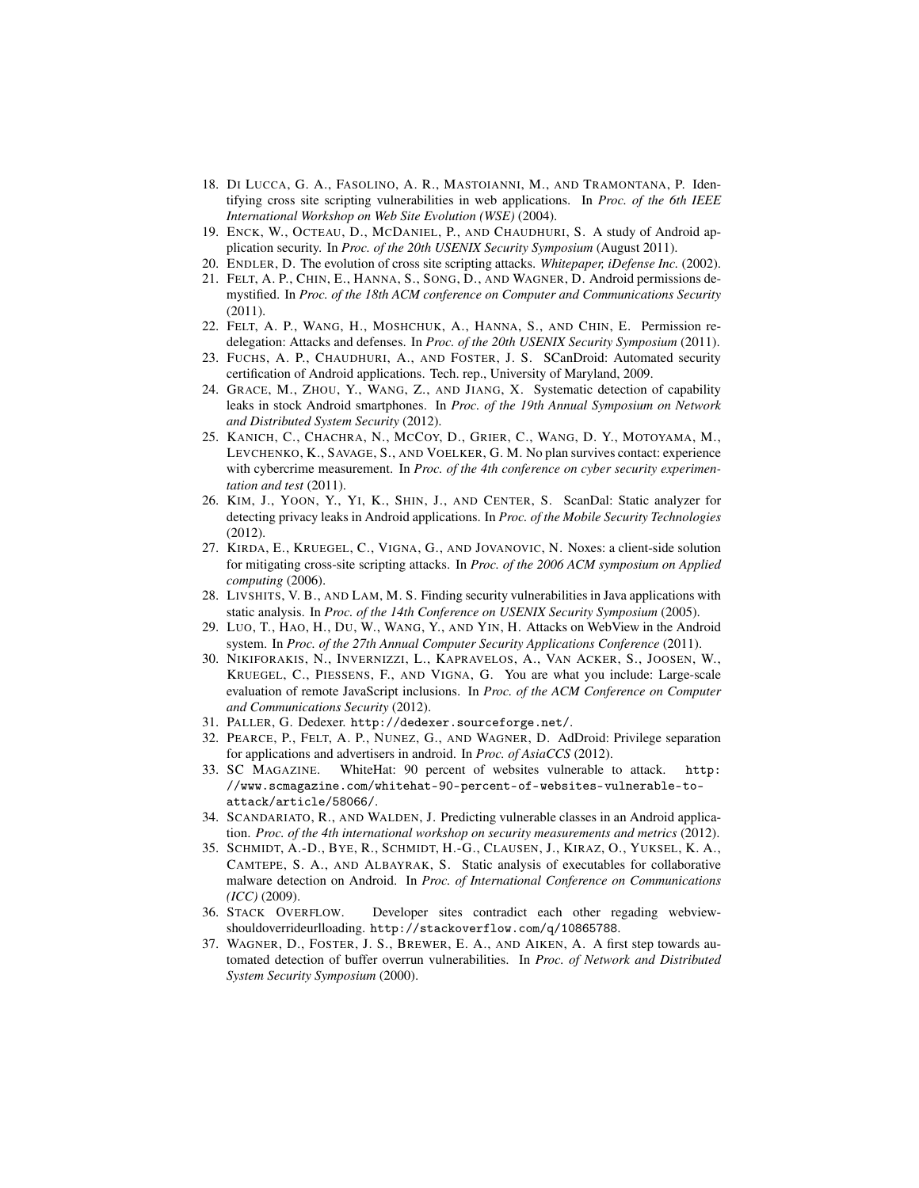18. Di Lucca, G. A., Fasolino, A. R., Mastoianni, M., and Tramontana, P. Identifying cross site scripting vulnerabilities in web applications. In *Proc. of the 6th IEEE International Workshop on Web Site Evolution (WSE)* (2004).
19. Enck, W., Octeau, D., McDaniel, P., and Chaudhuri, S. A study of Android application security. In *Proc. of the 20th USENIX Security Symposium* (August 2011).
20. Endler, D. The evolution of cross site scripting attacks. *Whitepaper, iDefense Inc.* (2002).
21. Felt, A. P., Chin, E., Hanna, S., Song, D., and Wagner, D. Android permissions demystified. In *Proc. of the 18th ACM conference on Computer and Communications Security* (2011).
22. Felt, A. P., Wang, H., Moshchuk, A., Hanna, S., and Chin, E. Permission redelegation: Attacks and defenses. In *Proc. of the 20th USENIX Security Symposium* (2011).
23. Fuchs, A. P., Chaudhuri, A., and Foster, J. S. SCanDroid: Automated security certification of Android applications. Tech. rep., University of Maryland, 2009.
24. Grace, M., Zhou, Y., Wang, Z., and Jiang, X. Systematic detection of capability leaks in stock Android smartphones. In *Proc. of the 19th Annual Symposium on Network and Distributed System Security* (2012).
25. Kanich, C., Chachra, N., McCoy, D., Grier, C., Wang, D. Y., Motoyama, M., Levchenko, K., Savage, S., and Voelker, G. M. No plan survives contact: experience with cybercrime measurement. In *Proc. of the 4th conference on cyber security experimentation and test* (2011).
26. Kim, J., Yoon, Y., Yi, K., Shin, J., and Center, S. ScanDal: Static analyzer for detecting privacy leaks in Android applications. In *Proc. of the Mobile Security Technologies* (2012).
27. Kirda, E., Kruegel, C., Vigna, G., and Jovanovic, N. Noxes: a client-side solution for mitigating cross-site scripting attacks. In *Proc. of the 2006 ACM symposium on Applied computing* (2006).
28. Livshits, V. B., and Lam, M. S. Finding security vulnerabilities in Java applications with static analysis. In *Proc. of the 14th Conference on USENIX Security Symposium* (2005).
29. Luo, T., Hao, H., Du, W., Wang, Y., and Yin, H. Attacks on WebView in the Android system. In *Proc. of the 27th Annual Computer Security Applications Conference* (2011).
30. Nikiforakis, N., Invernizzi, L., Kapravelos, A., Van Acker, S., Joosen, W., Kruegel, C., Piessens, F., and Vigna, G. You are what you include: Large-scale evaluation of remote JavaScript inclusions. In *Proc. of the ACM Conference on Computer and Communications Security* (2012).
31. Paller, G. Dedexer. `http://dedexer.sourceforge.net/`.
32. Pearce, P., Felt, A. P., Nunez, G., and Wagner, D. AdDroid: Privilege separation for applications and advertisers in android. In *Proc. of AsiaCCS* (2012).
33. SC Magazine. WhiteHat: 90 percent of websites vulnerable to attack. `http://www.scmagazine.com/whitehat-90-percent-of-websites-vulnerable-to-attack/article/58066/`.
34. Scandariato, R., and Walden, J. Predicting vulnerable classes in an Android application. *Proc. of the 4th international workshop on security measurements and metrics* (2012).
35. Schmidt, A.-D., Bye, R., Schmidt, H.-G., Clausen, J., Kiraz, O., Yuksel, K. A., Camtepe, S. A., and Albayrak, S. Static analysis of executables for collaborative malware detection on Android. In *Proc. of International Conference on Communications (ICC)* (2009).
36. Stack Overflow. Developer sites contradict each other regading webviewshouldoverrideurlloading. `http://stackoverflow.com/q/10865788`.
37. Wagner, D., Foster, J. S., Brewer, E. A., and Aiken, A. A first step towards automated detection of buffer overrun vulnerabilities. In *Proc. of Network and Distributed System Security Symposium* (2000).